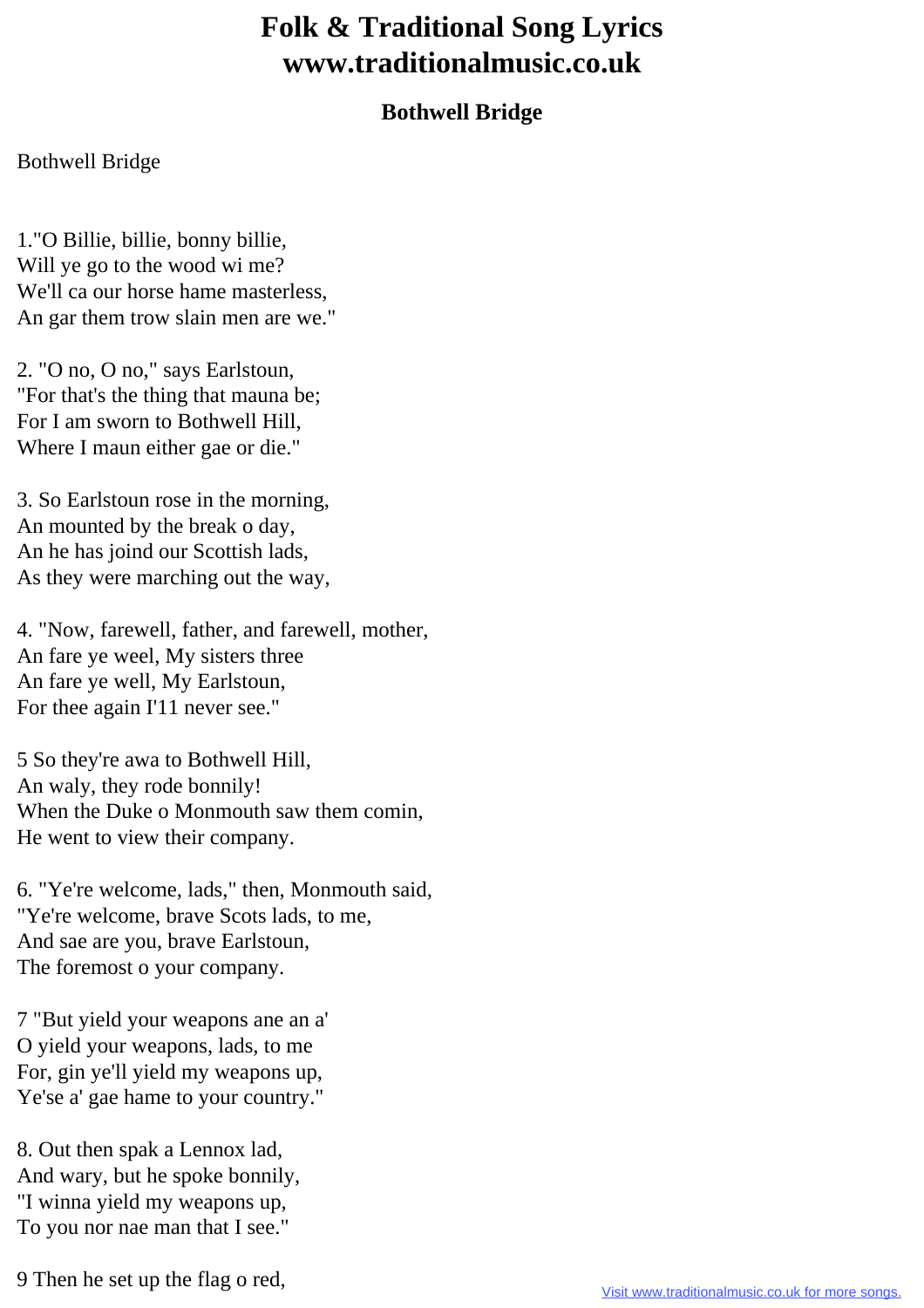# Folk & Traditional Song Lyrics
# www.traditionalmusic.co.uk

## Bothwell Bridge

Bothwell Bridge

1."O Billie, billie, bonny billie,
Will ye go to the wood wi me?
We'll ca our horse hame masterless,
An gar them trow slain men are we."

2. "O no, O no," says Earlstoun,
"For that's the thing that mauna be;
For I am sworn to Bothwell Hill,
Where I maun either gae or die."

3. So Earlstoun rose in the morning,
An mounted by the break o day,
An he has joind our Scottish lads,
As they were marching out the way,

4. "Now, farewell, father, and farewell, mother,
An fare ye weel, My sisters three
An fare ye well, My Earlstoun,
For thee again I'11 never see."

5 So they're awa to Bothwell Hill,
An waly, they rode bonnily!
When the Duke o Monmouth saw them comin,
He went to view their company.

6. "Ye're welcome, lads," then, Monmouth said,
"Ye're welcome, brave Scots lads, to me,
And sae are you, brave Earlstoun,
The foremost o your company.

7 "But yield your weapons ane an a'
O yield your weapons, lads, to me
For, gin ye'll yield my weapons up,
Ye'se a' gae hame to your country."

8. Out then spak a Lennox lad,
And wary, but he spoke bonnily,
"I winna yield my weapons up,
To you nor nae man that I see."

9 Then he set up the flag o red,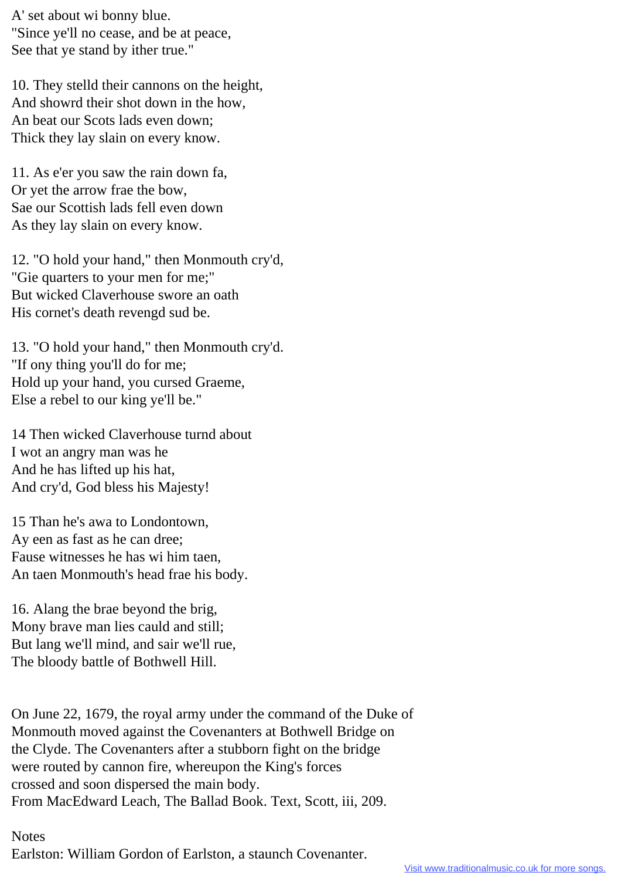A' set about wi bonny blue.
"Since ye'll no cease, and be at peace,
See that ye stand by ither true."

10. They stelld their cannons on the height,
And showrd their shot down in the how,
An beat our Scots lads even down;
Thick they lay slain on every know.

11. As e'er you saw the rain down fa,
Or yet the arrow frae the bow,
Sae our Scottish lads fell even down
As they lay slain on every know.

12. "O hold your hand," then Monmouth cry'd,
"Gie quarters to your men for me;"
But wicked Claverhouse swore an oath
His cornet's death revengd sud be.

13. "O hold your hand," then Monmouth cry'd.
"If ony thing you'll do for me;
Hold up your hand, you cursed Graeme,
Else a rebel to our king ye'll be."

14 Then wicked Claverhouse turnd about
I wot an angry man was he
And he has lifted up his hat,
And cry'd, God bless his Majesty!

15 Than he's awa to Londontown,
Ay een as fast as he can dree;
Fause witnesses he has wi him taen,
An taen Monmouth's head frae his body.

16. Alang the brae beyond the brig,
Mony brave man lies cauld and still;
But lang we'll mind, and sair we'll rue,
The bloody battle of Bothwell Hill.

On June 22, 1679, the royal army under the command of the Duke of Monmouth moved against the Covenanters at Bothwell Bridge on the Clyde. The Covenanters after a stubborn fight on the bridge were routed by cannon fire, whereupon the King's forces crossed and soon dispersed the main body.
From MacEdward Leach, The Ballad Book. Text, Scott, iii, 209.

Notes
Earlston: William Gordon of Earlston, a staunch Covenanter.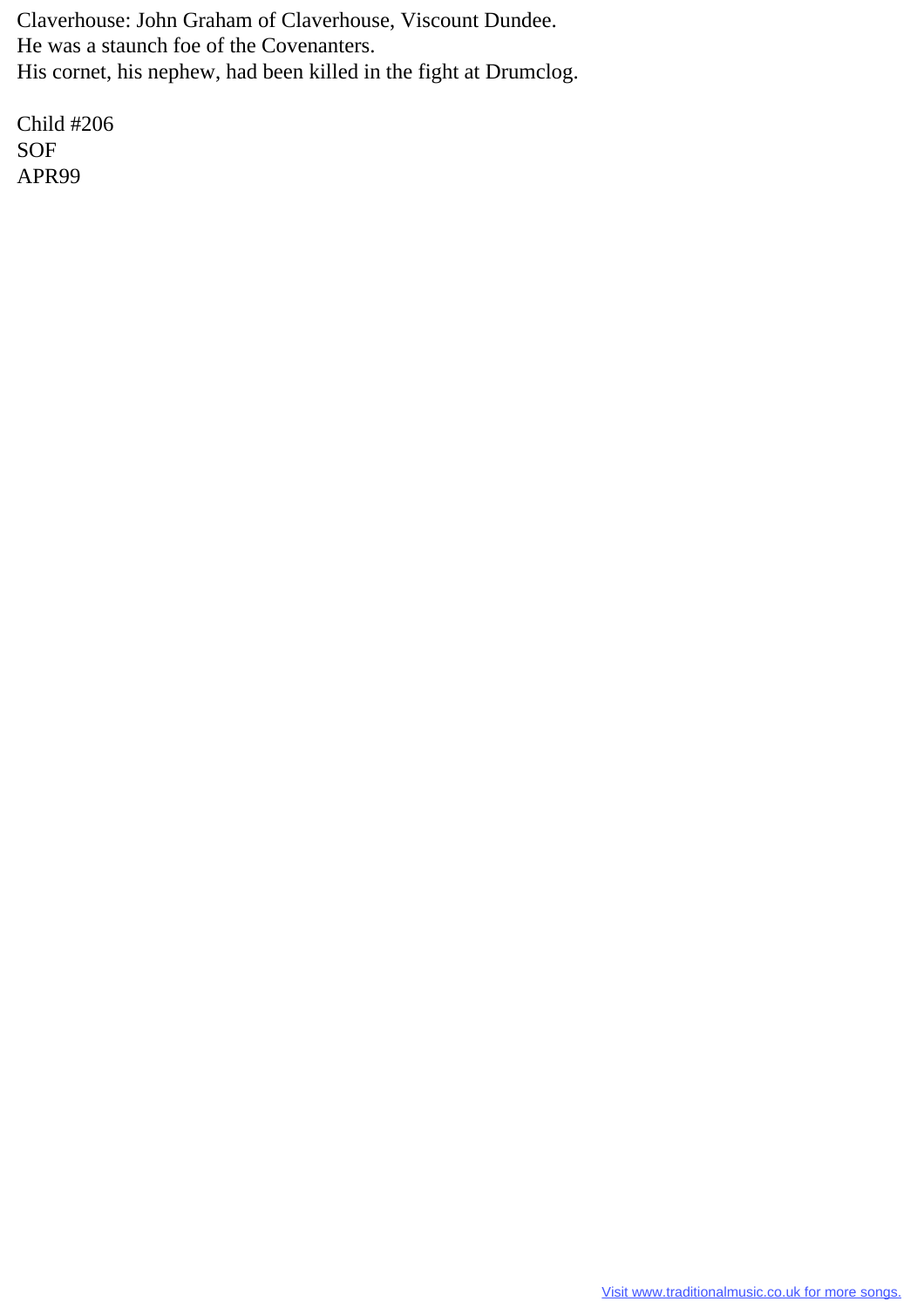Claverhouse: John Graham of Claverhouse, Viscount Dundee.
He was a staunch foe of the Covenanters.
His cornet, his nephew, had been killed in the fight at Drumclog.

Child #206
SOF
APR99